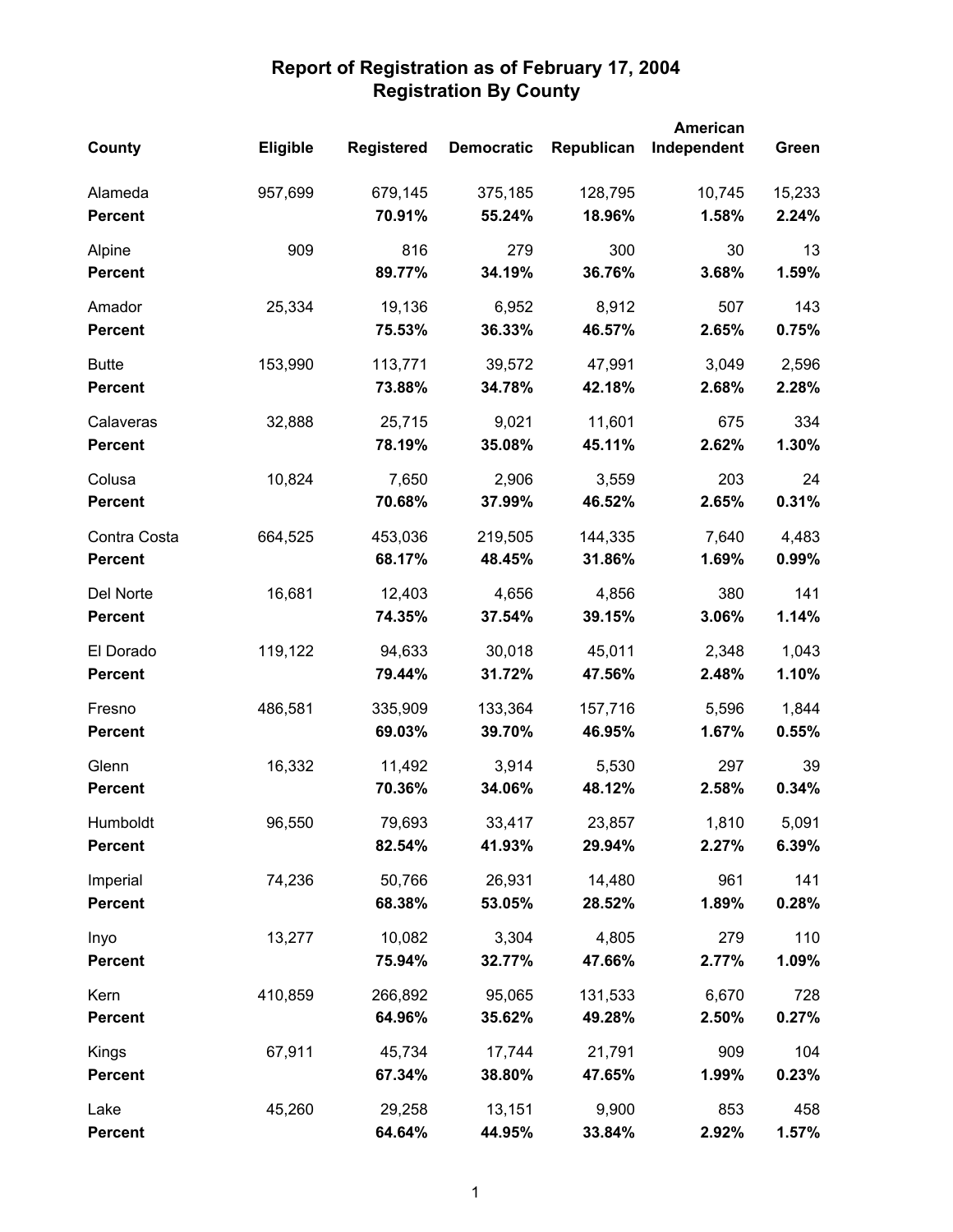# Report of Registration as of February 17, 2004
## Registration By County

| County | Eligible | Registered | Democratic | Republican | American Independent | Green |
|---|---|---|---|---|---|---|
| Alameda | 957,699 | 679,145 | 375,185 | 128,795 | 10,745 | 15,233 |
| **Percent** | | **70.91%** | **55.24%** | **18.96%** | **1.58%** | **2.24%** |
| Alpine | 909 | 816 | 279 | 300 | 30 | 13 |
| **Percent** | | **89.77%** | **34.19%** | **36.76%** | **3.68%** | **1.59%** |
| Amador | 25,334 | 19,136 | 6,952 | 8,912 | 507 | 143 |
| **Percent** | | **75.53%** | **36.33%** | **46.57%** | **2.65%** | **0.75%** |
| Butte | 153,990 | 113,771 | 39,572 | 47,991 | 3,049 | 2,596 |
| **Percent** | | **73.88%** | **34.78%** | **42.18%** | **2.68%** | **2.28%** |
| Calaveras | 32,888 | 25,715 | 9,021 | 11,601 | 675 | 334 |
| **Percent** | | **78.19%** | **35.08%** | **45.11%** | **2.62%** | **1.30%** |
| Colusa | 10,824 | 7,650 | 2,906 | 3,559 | 203 | 24 |
| **Percent** | | **70.68%** | **37.99%** | **46.52%** | **2.65%** | **0.31%** |
| Contra Costa | 664,525 | 453,036 | 219,505 | 144,335 | 7,640 | 4,483 |
| **Percent** | | **68.17%** | **48.45%** | **31.86%** | **1.69%** | **0.99%** |
| Del Norte | 16,681 | 12,403 | 4,656 | 4,856 | 380 | 141 |
| **Percent** | | **74.35%** | **37.54%** | **39.15%** | **3.06%** | **1.14%** |
| El Dorado | 119,122 | 94,633 | 30,018 | 45,011 | 2,348 | 1,043 |
| **Percent** | | **79.44%** | **31.72%** | **47.56%** | **2.48%** | **1.10%** |
| Fresno | 486,581 | 335,909 | 133,364 | 157,716 | 5,596 | 1,844 |
| **Percent** | | **69.03%** | **39.70%** | **46.95%** | **1.67%** | **0.55%** |
| Glenn | 16,332 | 11,492 | 3,914 | 5,530 | 297 | 39 |
| **Percent** | | **70.36%** | **34.06%** | **48.12%** | **2.58%** | **0.34%** |
| Humboldt | 96,550 | 79,693 | 33,417 | 23,857 | 1,810 | 5,091 |
| **Percent** | | **82.54%** | **41.93%** | **29.94%** | **2.27%** | **6.39%** |
| Imperial | 74,236 | 50,766 | 26,931 | 14,480 | 961 | 141 |
| **Percent** | | **68.38%** | **53.05%** | **28.52%** | **1.89%** | **0.28%** |
| Inyo | 13,277 | 10,082 | 3,304 | 4,805 | 279 | 110 |
| **Percent** | | **75.94%** | **32.77%** | **47.66%** | **2.77%** | **1.09%** |
| Kern | 410,859 | 266,892 | 95,065 | 131,533 | 6,670 | 728 |
| **Percent** | | **64.96%** | **35.62%** | **49.28%** | **2.50%** | **0.27%** |
| Kings | 67,911 | 45,734 | 17,744 | 21,791 | 909 | 104 |
| **Percent** | | **67.34%** | **38.80%** | **47.65%** | **1.99%** | **0.23%** |
| Lake | 45,260 | 29,258 | 13,151 | 9,900 | 853 | 458 |
| **Percent** | | **64.64%** | **44.95%** | **33.84%** | **2.92%** | **1.57%** |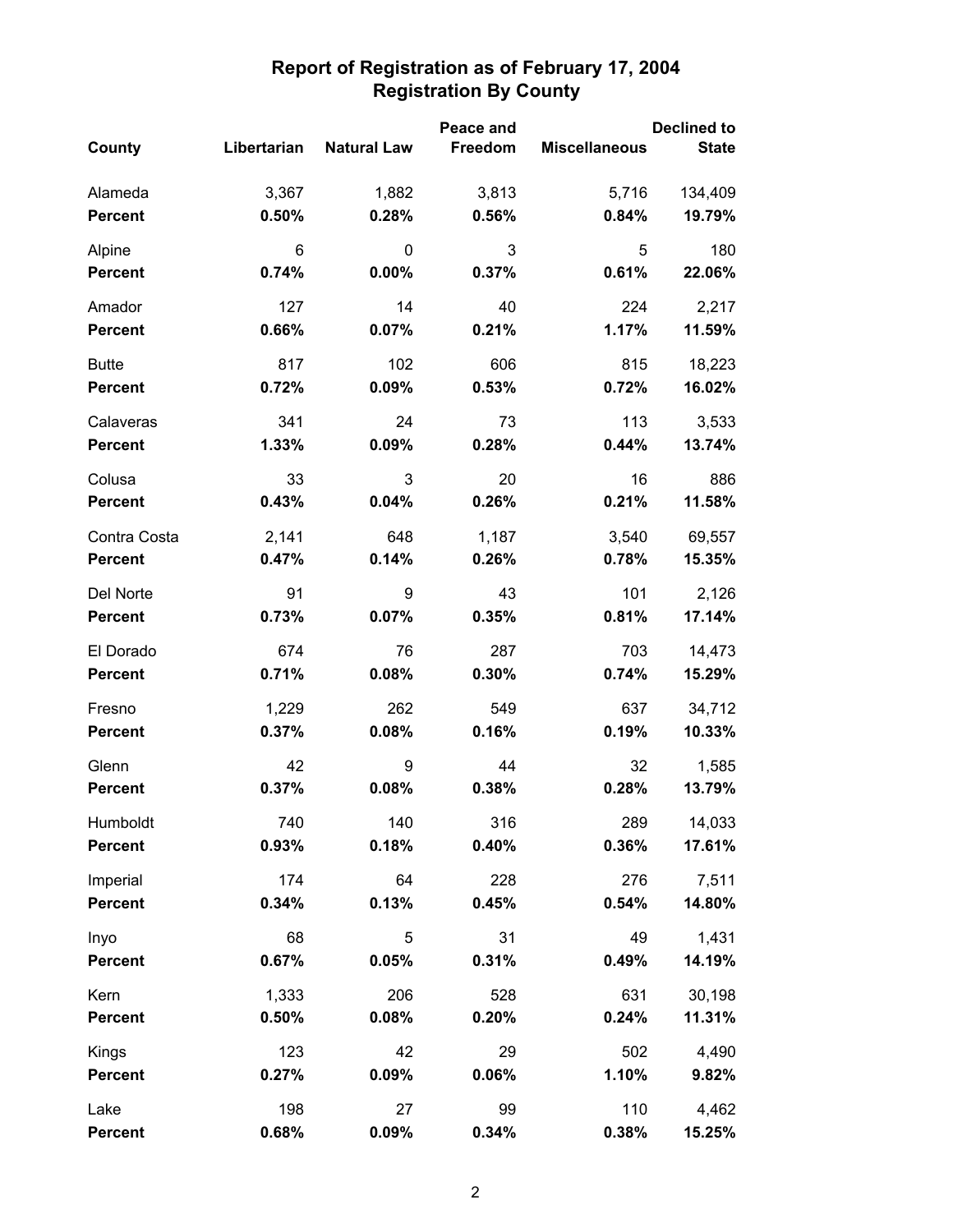# Report of Registration as of February 17, 2004
## Registration By County

| County | Libertarian | Natural Law | Peace and Freedom | Miscellaneous | Declined to State |
|---|---|---|---|---|---|
| Alameda | 3,367 | 1,882 | 3,813 | 5,716 | 134,409 |
| **Percent** | **0.50%** | **0.28%** | **0.56%** | **0.84%** | **19.79%** |
| Alpine | 6 | 0 | 3 | 5 | 180 |
| **Percent** | **0.74%** | **0.00%** | **0.37%** | **0.61%** | **22.06%** |
| Amador | 127 | 14 | 40 | 224 | 2,217 |
| **Percent** | **0.66%** | **0.07%** | **0.21%** | **1.17%** | **11.59%** |
| Butte | 817 | 102 | 606 | 815 | 18,223 |
| **Percent** | **0.72%** | **0.09%** | **0.53%** | **0.72%** | **16.02%** |
| Calaveras | 341 | 24 | 73 | 113 | 3,533 |
| **Percent** | **1.33%** | **0.09%** | **0.28%** | **0.44%** | **13.74%** |
| Colusa | 33 | 3 | 20 | 16 | 886 |
| **Percent** | **0.43%** | **0.04%** | **0.26%** | **0.21%** | **11.58%** |
| Contra Costa | 2,141 | 648 | 1,187 | 3,540 | 69,557 |
| **Percent** | **0.47%** | **0.14%** | **0.26%** | **0.78%** | **15.35%** |
| Del Norte | 91 | 9 | 43 | 101 | 2,126 |
| **Percent** | **0.73%** | **0.07%** | **0.35%** | **0.81%** | **17.14%** |
| El Dorado | 674 | 76 | 287 | 703 | 14,473 |
| **Percent** | **0.71%** | **0.08%** | **0.30%** | **0.74%** | **15.29%** |
| Fresno | 1,229 | 262 | 549 | 637 | 34,712 |
| **Percent** | **0.37%** | **0.08%** | **0.16%** | **0.19%** | **10.33%** |
| Glenn | 42 | 9 | 44 | 32 | 1,585 |
| **Percent** | **0.37%** | **0.08%** | **0.38%** | **0.28%** | **13.79%** |
| Humboldt | 740 | 140 | 316 | 289 | 14,033 |
| **Percent** | **0.93%** | **0.18%** | **0.40%** | **0.36%** | **17.61%** |
| Imperial | 174 | 64 | 228 | 276 | 7,511 |
| **Percent** | **0.34%** | **0.13%** | **0.45%** | **0.54%** | **14.80%** |
| Inyo | 68 | 5 | 31 | 49 | 1,431 |
| **Percent** | **0.67%** | **0.05%** | **0.31%** | **0.49%** | **14.19%** |
| Kern | 1,333 | 206 | 528 | 631 | 30,198 |
| **Percent** | **0.50%** | **0.08%** | **0.20%** | **0.24%** | **11.31%** |
| Kings | 123 | 42 | 29 | 502 | 4,490 |
| **Percent** | **0.27%** | **0.09%** | **0.06%** | **1.10%** | **9.82%** |
| Lake | 198 | 27 | 99 | 110 | 4,462 |
| **Percent** | **0.68%** | **0.09%** | **0.34%** | **0.38%** | **15.25%** |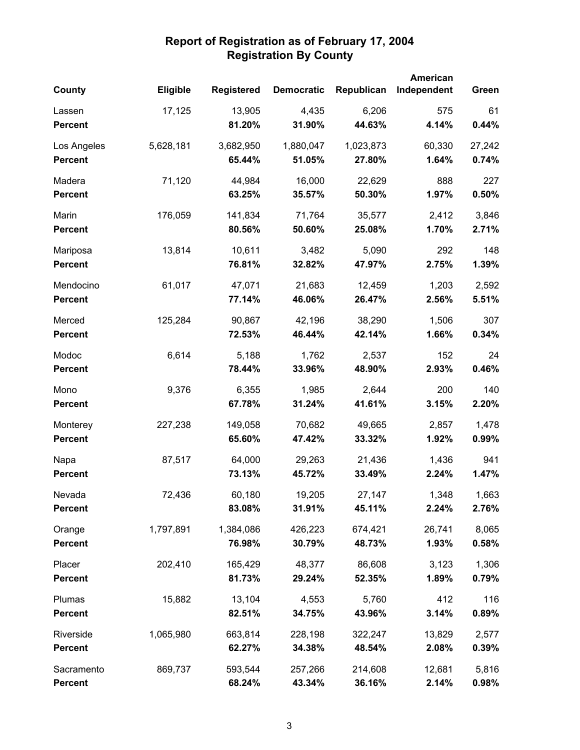# Report of Registration as of February 17, 2004
## Registration By County

| County | Eligible | Registered | Democratic | Republican | American Independent | Green |
|---|---|---|---|---|---|---|
| Lassen | 17,125 | 13,905 | 4,435 | 6,206 | 575 | 61 |
| **Percent** | | **81.20%** | **31.90%** | **44.63%** | **4.14%** | **0.44%** |
| Los Angeles | 5,628,181 | 3,682,950 | 1,880,047 | 1,023,873 | 60,330 | 27,242 |
| **Percent** | | **65.44%** | **51.05%** | **27.80%** | **1.64%** | **0.74%** |
| Madera | 71,120 | 44,984 | 16,000 | 22,629 | 888 | 227 |
| **Percent** | | **63.25%** | **35.57%** | **50.30%** | **1.97%** | **0.50%** |
| Marin | 176,059 | 141,834 | 71,764 | 35,577 | 2,412 | 3,846 |
| **Percent** | | **80.56%** | **50.60%** | **25.08%** | **1.70%** | **2.71%** |
| Mariposa | 13,814 | 10,611 | 3,482 | 5,090 | 292 | 148 |
| **Percent** | | **76.81%** | **32.82%** | **47.97%** | **2.75%** | **1.39%** |
| Mendocino | 61,017 | 47,071 | 21,683 | 12,459 | 1,203 | 2,592 |
| **Percent** | | **77.14%** | **46.06%** | **26.47%** | **2.56%** | **5.51%** |
| Merced | 125,284 | 90,867 | 42,196 | 38,290 | 1,506 | 307 |
| **Percent** | | **72.53%** | **46.44%** | **42.14%** | **1.66%** | **0.34%** |
| Modoc | 6,614 | 5,188 | 1,762 | 2,537 | 152 | 24 |
| **Percent** | | **78.44%** | **33.96%** | **48.90%** | **2.93%** | **0.46%** |
| Mono | 9,376 | 6,355 | 1,985 | 2,644 | 200 | 140 |
| **Percent** | | **67.78%** | **31.24%** | **41.61%** | **3.15%** | **2.20%** |
| Monterey | 227,238 | 149,058 | 70,682 | 49,665 | 2,857 | 1,478 |
| **Percent** | | **65.60%** | **47.42%** | **33.32%** | **1.92%** | **0.99%** |
| Napa | 87,517 | 64,000 | 29,263 | 21,436 | 1,436 | 941 |
| **Percent** | | **73.13%** | **45.72%** | **33.49%** | **2.24%** | **1.47%** |
| Nevada | 72,436 | 60,180 | 19,205 | 27,147 | 1,348 | 1,663 |
| **Percent** | | **83.08%** | **31.91%** | **45.11%** | **2.24%** | **2.76%** |
| Orange | 1,797,891 | 1,384,086 | 426,223 | 674,421 | 26,741 | 8,065 |
| **Percent** | | **76.98%** | **30.79%** | **48.73%** | **1.93%** | **0.58%** |
| Placer | 202,410 | 165,429 | 48,377 | 86,608 | 3,123 | 1,306 |
| **Percent** | | **81.73%** | **29.24%** | **52.35%** | **1.89%** | **0.79%** |
| Plumas | 15,882 | 13,104 | 4,553 | 5,760 | 412 | 116 |
| **Percent** | | **82.51%** | **34.75%** | **43.96%** | **3.14%** | **0.89%** |
| Riverside | 1,065,980 | 663,814 | 228,198 | 322,247 | 13,829 | 2,577 |
| **Percent** | | **62.27%** | **34.38%** | **48.54%** | **2.08%** | **0.39%** |
| Sacramento | 869,737 | 593,544 | 257,266 | 214,608 | 12,681 | 5,816 |
| **Percent** | | **68.24%** | **43.34%** | **36.16%** | **2.14%** | **0.98%** |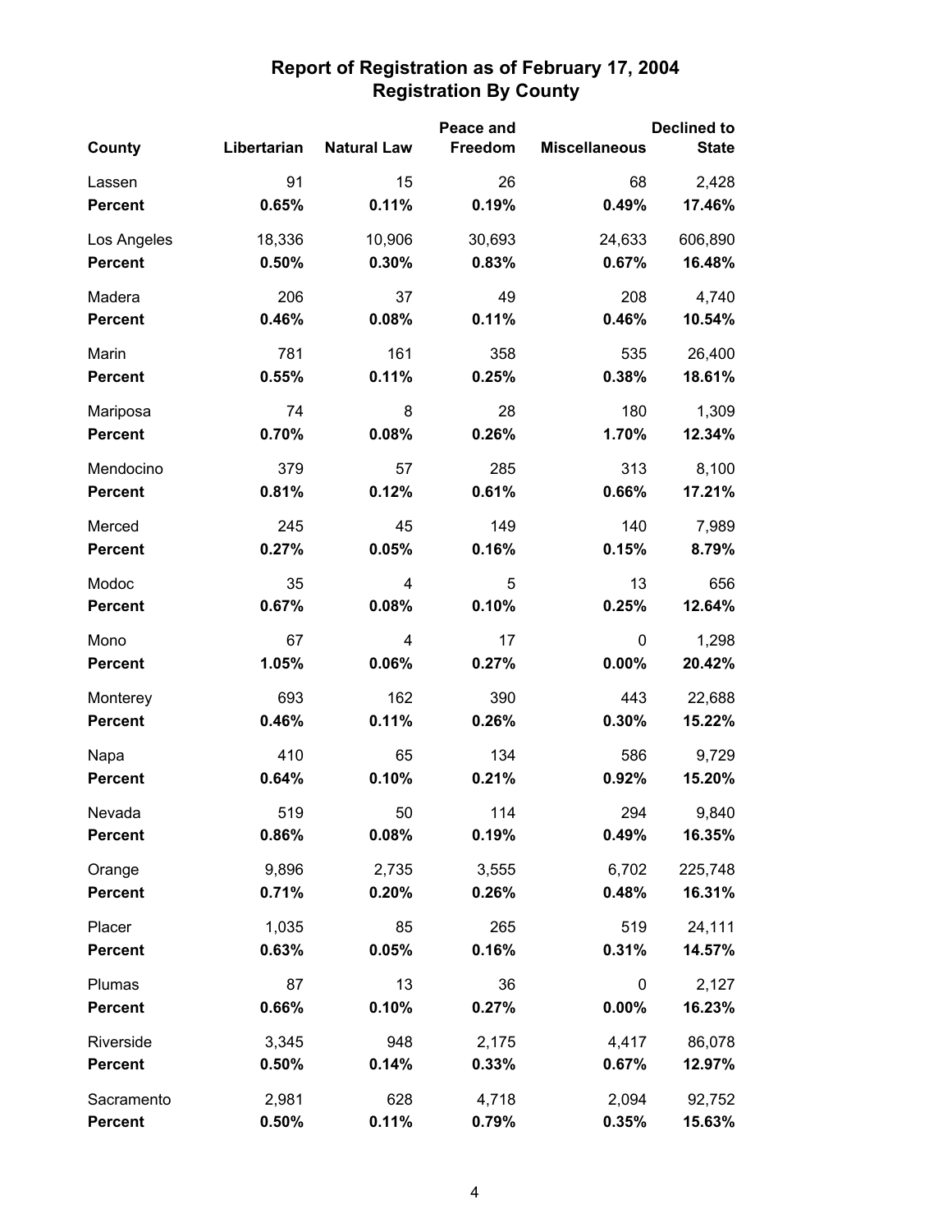# Report of Registration as of February 17, 2004
## Registration By County

| County | Libertarian | Natural Law | Peace and Freedom | Miscellaneous | Declined to State |
|---|---|---|---|---|---|
| Lassen | 91 | 15 | 26 | 68 | 2,428 |
| **Percent** | **0.65%** | **0.11%** | **0.19%** | **0.49%** | **17.46%** |
| Los Angeles | 18,336 | 10,906 | 30,693 | 24,633 | 606,890 |
| **Percent** | **0.50%** | **0.30%** | **0.83%** | **0.67%** | **16.48%** |
| Madera | 206 | 37 | 49 | 208 | 4,740 |
| **Percent** | **0.46%** | **0.08%** | **0.11%** | **0.46%** | **10.54%** |
| Marin | 781 | 161 | 358 | 535 | 26,400 |
| **Percent** | **0.55%** | **0.11%** | **0.25%** | **0.38%** | **18.61%** |
| Mariposa | 74 | 8 | 28 | 180 | 1,309 |
| **Percent** | **0.70%** | **0.08%** | **0.26%** | **1.70%** | **12.34%** |
| Mendocino | 379 | 57 | 285 | 313 | 8,100 |
| **Percent** | **0.81%** | **0.12%** | **0.61%** | **0.66%** | **17.21%** |
| Merced | 245 | 45 | 149 | 140 | 7,989 |
| **Percent** | **0.27%** | **0.05%** | **0.16%** | **0.15%** | **8.79%** |
| Modoc | 35 | 4 | 5 | 13 | 656 |
| **Percent** | **0.67%** | **0.08%** | **0.10%** | **0.25%** | **12.64%** |
| Mono | 67 | 4 | 17 | 0 | 1,298 |
| **Percent** | **1.05%** | **0.06%** | **0.27%** | **0.00%** | **20.42%** |
| Monterey | 693 | 162 | 390 | 443 | 22,688 |
| **Percent** | **0.46%** | **0.11%** | **0.26%** | **0.30%** | **15.22%** |
| Napa | 410 | 65 | 134 | 586 | 9,729 |
| **Percent** | **0.64%** | **0.10%** | **0.21%** | **0.92%** | **15.20%** |
| Nevada | 519 | 50 | 114 | 294 | 9,840 |
| **Percent** | **0.86%** | **0.08%** | **0.19%** | **0.49%** | **16.35%** |
| Orange | 9,896 | 2,735 | 3,555 | 6,702 | 225,748 |
| **Percent** | **0.71%** | **0.20%** | **0.26%** | **0.48%** | **16.31%** |
| Placer | 1,035 | 85 | 265 | 519 | 24,111 |
| **Percent** | **0.63%** | **0.05%** | **0.16%** | **0.31%** | **14.57%** |
| Plumas | 87 | 13 | 36 | 0 | 2,127 |
| **Percent** | **0.66%** | **0.10%** | **0.27%** | **0.00%** | **16.23%** |
| Riverside | 3,345 | 948 | 2,175 | 4,417 | 86,078 |
| **Percent** | **0.50%** | **0.14%** | **0.33%** | **0.67%** | **12.97%** |
| Sacramento | 2,981 | 628 | 4,718 | 2,094 | 92,752 |
| **Percent** | **0.50%** | **0.11%** | **0.79%** | **0.35%** | **15.63%** |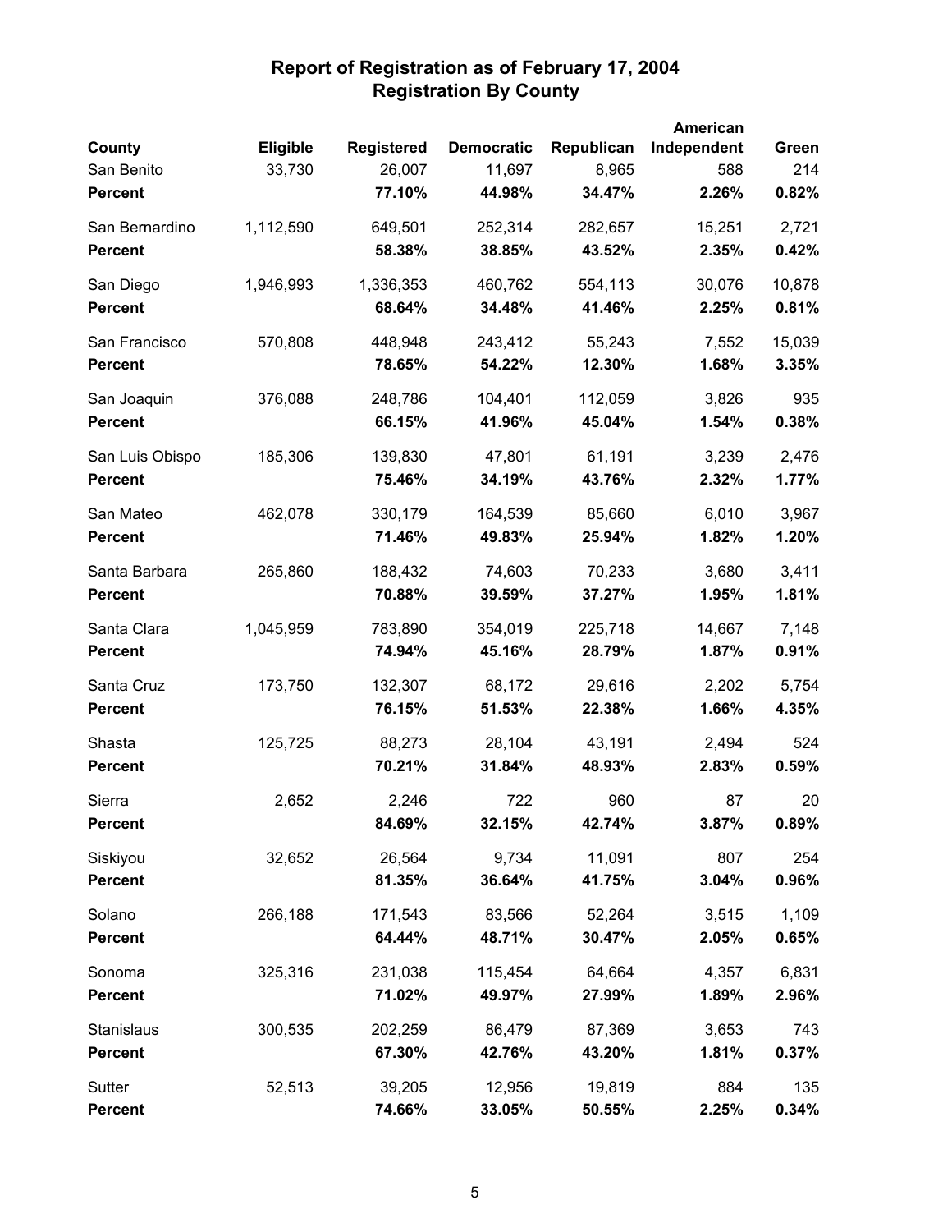# Report of Registration as of February 17, 2004
## Registration By County

| County | Eligible | Registered | Democratic | Republican | American Independent | Green |
|---|---|---|---|---|---|---|
| San Benito | 33,730 | 26,007 | 11,697 | 8,965 | 588 | 214 |
| **Percent** | | **77.10%** | **44.98%** | **34.47%** | **2.26%** | **0.82%** |
| San Bernardino | 1,112,590 | 649,501 | 252,314 | 282,657 | 15,251 | 2,721 |
| **Percent** | | **58.38%** | **38.85%** | **43.52%** | **2.35%** | **0.42%** |
| San Diego | 1,946,993 | 1,336,353 | 460,762 | 554,113 | 30,076 | 10,878 |
| **Percent** | | **68.64%** | **34.48%** | **41.46%** | **2.25%** | **0.81%** |
| San Francisco | 570,808 | 448,948 | 243,412 | 55,243 | 7,552 | 15,039 |
| **Percent** | | **78.65%** | **54.22%** | **12.30%** | **1.68%** | **3.35%** |
| San Joaquin | 376,088 | 248,786 | 104,401 | 112,059 | 3,826 | 935 |
| **Percent** | | **66.15%** | **41.96%** | **45.04%** | **1.54%** | **0.38%** |
| San Luis Obispo | 185,306 | 139,830 | 47,801 | 61,191 | 3,239 | 2,476 |
| **Percent** | | **75.46%** | **34.19%** | **43.76%** | **2.32%** | **1.77%** |
| San Mateo | 462,078 | 330,179 | 164,539 | 85,660 | 6,010 | 3,967 |
| **Percent** | | **71.46%** | **49.83%** | **25.94%** | **1.82%** | **1.20%** |
| Santa Barbara | 265,860 | 188,432 | 74,603 | 70,233 | 3,680 | 3,411 |
| **Percent** | | **70.88%** | **39.59%** | **37.27%** | **1.95%** | **1.81%** |
| Santa Clara | 1,045,959 | 783,890 | 354,019 | 225,718 | 14,667 | 7,148 |
| **Percent** | | **74.94%** | **45.16%** | **28.79%** | **1.87%** | **0.91%** |
| Santa Cruz | 173,750 | 132,307 | 68,172 | 29,616 | 2,202 | 5,754 |
| **Percent** | | **76.15%** | **51.53%** | **22.38%** | **1.66%** | **4.35%** |
| Shasta | 125,725 | 88,273 | 28,104 | 43,191 | 2,494 | 524 |
| **Percent** | | **70.21%** | **31.84%** | **48.93%** | **2.83%** | **0.59%** |
| Sierra | 2,652 | 2,246 | 722 | 960 | 87 | 20 |
| **Percent** | | **84.69%** | **32.15%** | **42.74%** | **3.87%** | **0.89%** |
| Siskiyou | 32,652 | 26,564 | 9,734 | 11,091 | 807 | 254 |
| **Percent** | | **81.35%** | **36.64%** | **41.75%** | **3.04%** | **0.96%** |
| Solano | 266,188 | 171,543 | 83,566 | 52,264 | 3,515 | 1,109 |
| **Percent** | | **64.44%** | **48.71%** | **30.47%** | **2.05%** | **0.65%** |
| Sonoma | 325,316 | 231,038 | 115,454 | 64,664 | 4,357 | 6,831 |
| **Percent** | | **71.02%** | **49.97%** | **27.99%** | **1.89%** | **2.96%** |
| Stanislaus | 300,535 | 202,259 | 86,479 | 87,369 | 3,653 | 743 |
| **Percent** | | **67.30%** | **42.76%** | **43.20%** | **1.81%** | **0.37%** |
| Sutter | 52,513 | 39,205 | 12,956 | 19,819 | 884 | 135 |
| **Percent** | | **74.66%** | **33.05%** | **50.55%** | **2.25%** | **0.34%** |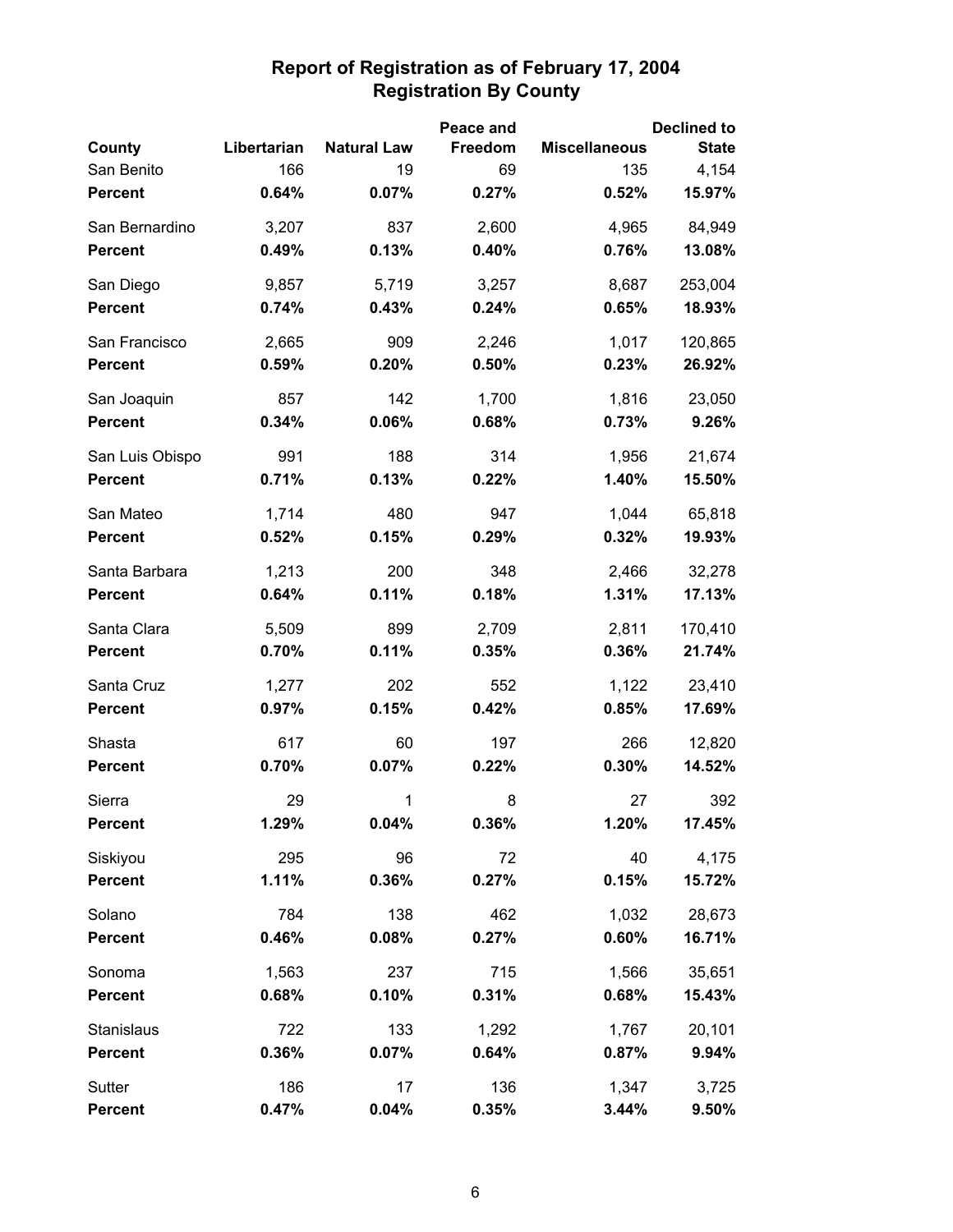# Report of Registration as of February 17, 2004
## Registration By County

| County | Libertarian | Natural Law | Peace and Freedom | Miscellaneous | Declined to State |
|---|---|---|---|---|---|
| San Benito | 166 | 19 | 69 | 135 | 4,154 |
| **Percent** | **0.64%** | **0.07%** | **0.27%** | **0.52%** | **15.97%** |
| San Bernardino | 3,207 | 837 | 2,600 | 4,965 | 84,949 |
| **Percent** | **0.49%** | **0.13%** | **0.40%** | **0.76%** | **13.08%** |
| San Diego | 9,857 | 5,719 | 3,257 | 8,687 | 253,004 |
| **Percent** | **0.74%** | **0.43%** | **0.24%** | **0.65%** | **18.93%** |
| San Francisco | 2,665 | 909 | 2,246 | 1,017 | 120,865 |
| **Percent** | **0.59%** | **0.20%** | **0.50%** | **0.23%** | **26.92%** |
| San Joaquin | 857 | 142 | 1,700 | 1,816 | 23,050 |
| **Percent** | **0.34%** | **0.06%** | **0.68%** | **0.73%** | **9.26%** |
| San Luis Obispo | 991 | 188 | 314 | 1,956 | 21,674 |
| **Percent** | **0.71%** | **0.13%** | **0.22%** | **1.40%** | **15.50%** |
| San Mateo | 1,714 | 480 | 947 | 1,044 | 65,818 |
| **Percent** | **0.52%** | **0.15%** | **0.29%** | **0.32%** | **19.93%** |
| Santa Barbara | 1,213 | 200 | 348 | 2,466 | 32,278 |
| **Percent** | **0.64%** | **0.11%** | **0.18%** | **1.31%** | **17.13%** |
| Santa Clara | 5,509 | 899 | 2,709 | 2,811 | 170,410 |
| **Percent** | **0.70%** | **0.11%** | **0.35%** | **0.36%** | **21.74%** |
| Santa Cruz | 1,277 | 202 | 552 | 1,122 | 23,410 |
| **Percent** | **0.97%** | **0.15%** | **0.42%** | **0.85%** | **17.69%** |
| Shasta | 617 | 60 | 197 | 266 | 12,820 |
| **Percent** | **0.70%** | **0.07%** | **0.22%** | **0.30%** | **14.52%** |
| Sierra | 29 | 1 | 8 | 27 | 392 |
| **Percent** | **1.29%** | **0.04%** | **0.36%** | **1.20%** | **17.45%** |
| Siskiyou | 295 | 96 | 72 | 40 | 4,175 |
| **Percent** | **1.11%** | **0.36%** | **0.27%** | **0.15%** | **15.72%** |
| Solano | 784 | 138 | 462 | 1,032 | 28,673 |
| **Percent** | **0.46%** | **0.08%** | **0.27%** | **0.60%** | **16.71%** |
| Sonoma | 1,563 | 237 | 715 | 1,566 | 35,651 |
| **Percent** | **0.68%** | **0.10%** | **0.31%** | **0.68%** | **15.43%** |
| Stanislaus | 722 | 133 | 1,292 | 1,767 | 20,101 |
| **Percent** | **0.36%** | **0.07%** | **0.64%** | **0.87%** | **9.94%** |
| Sutter | 186 | 17 | 136 | 1,347 | 3,725 |
| **Percent** | **0.47%** | **0.04%** | **0.35%** | **3.44%** | **9.50%** |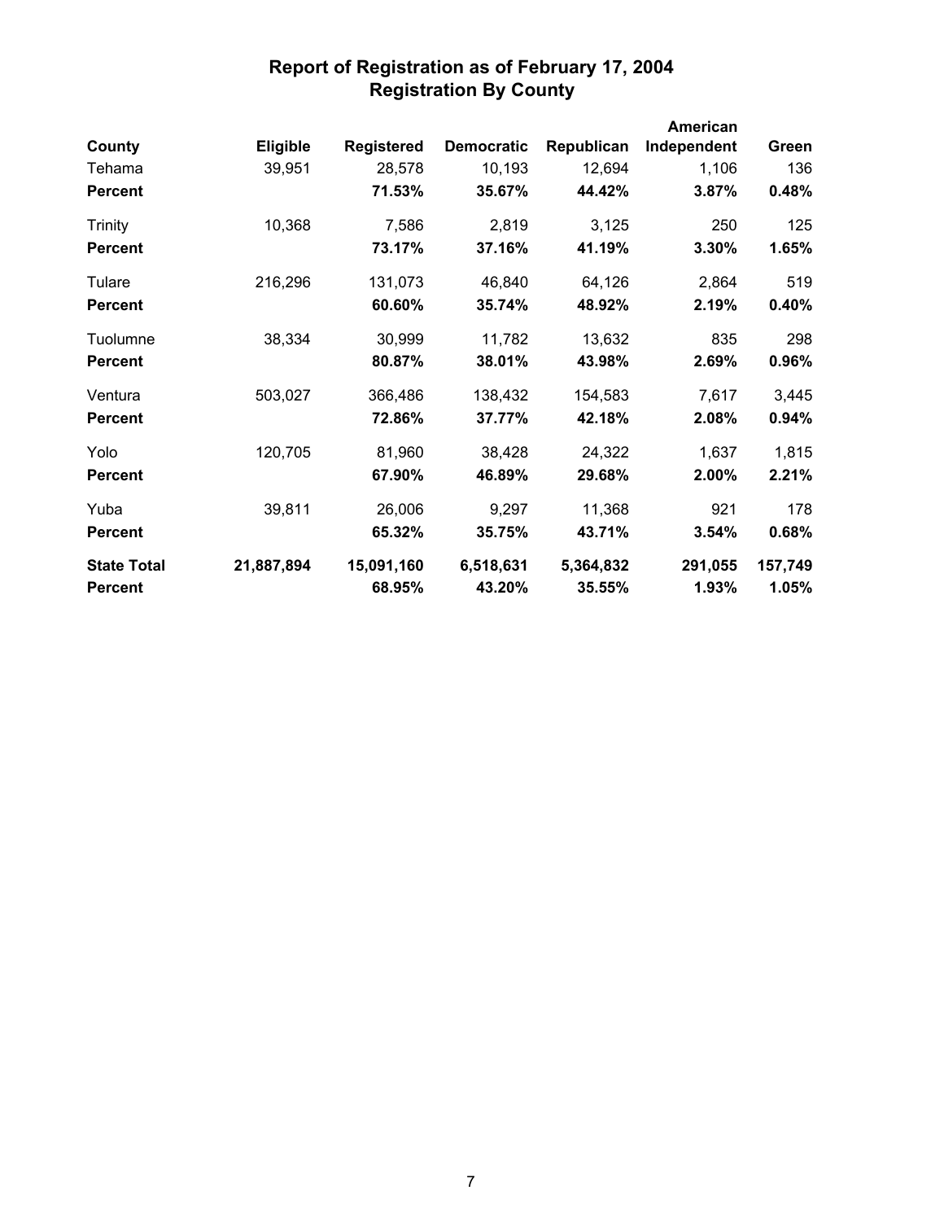# Report of Registration as of February 17, 2004
## Registration By County

| County | Eligible | Registered | Democratic | Republican | American Independent | Green |
|---|---|---|---|---|---|---|
| Tehama | 39,951 | 28,578 | 10,193 | 12,694 | 1,106 | 136 |
| **Percent** | | **71.53%** | **35.67%** | **44.42%** | **3.87%** | **0.48%** |
| Trinity | 10,368 | 7,586 | 2,819 | 3,125 | 250 | 125 |
| **Percent** | | **73.17%** | **37.16%** | **41.19%** | **3.30%** | **1.65%** |
| Tulare | 216,296 | 131,073 | 46,840 | 64,126 | 2,864 | 519 |
| **Percent** | | **60.60%** | **35.74%** | **48.92%** | **2.19%** | **0.40%** |
| Tuolumne | 38,334 | 30,999 | 11,782 | 13,632 | 835 | 298 |
| **Percent** | | **80.87%** | **38.01%** | **43.98%** | **2.69%** | **0.96%** |
| Ventura | 503,027 | 366,486 | 138,432 | 154,583 | 7,617 | 3,445 |
| **Percent** | | **72.86%** | **37.77%** | **42.18%** | **2.08%** | **0.94%** |
| Yolo | 120,705 | 81,960 | 38,428 | 24,322 | 1,637 | 1,815 |
| **Percent** | | **67.90%** | **46.89%** | **29.68%** | **2.00%** | **2.21%** |
| Yuba | 39,811 | 26,006 | 9,297 | 11,368 | 921 | 178 |
| **Percent** | | **65.32%** | **35.75%** | **43.71%** | **3.54%** | **0.68%** |
| **State Total** | **21,887,894** | **15,091,160** | **6,518,631** | **5,364,832** | **291,055** | **157,749** |
| **Percent** | | **68.95%** | **43.20%** | **35.55%** | **1.93%** | **1.05%** |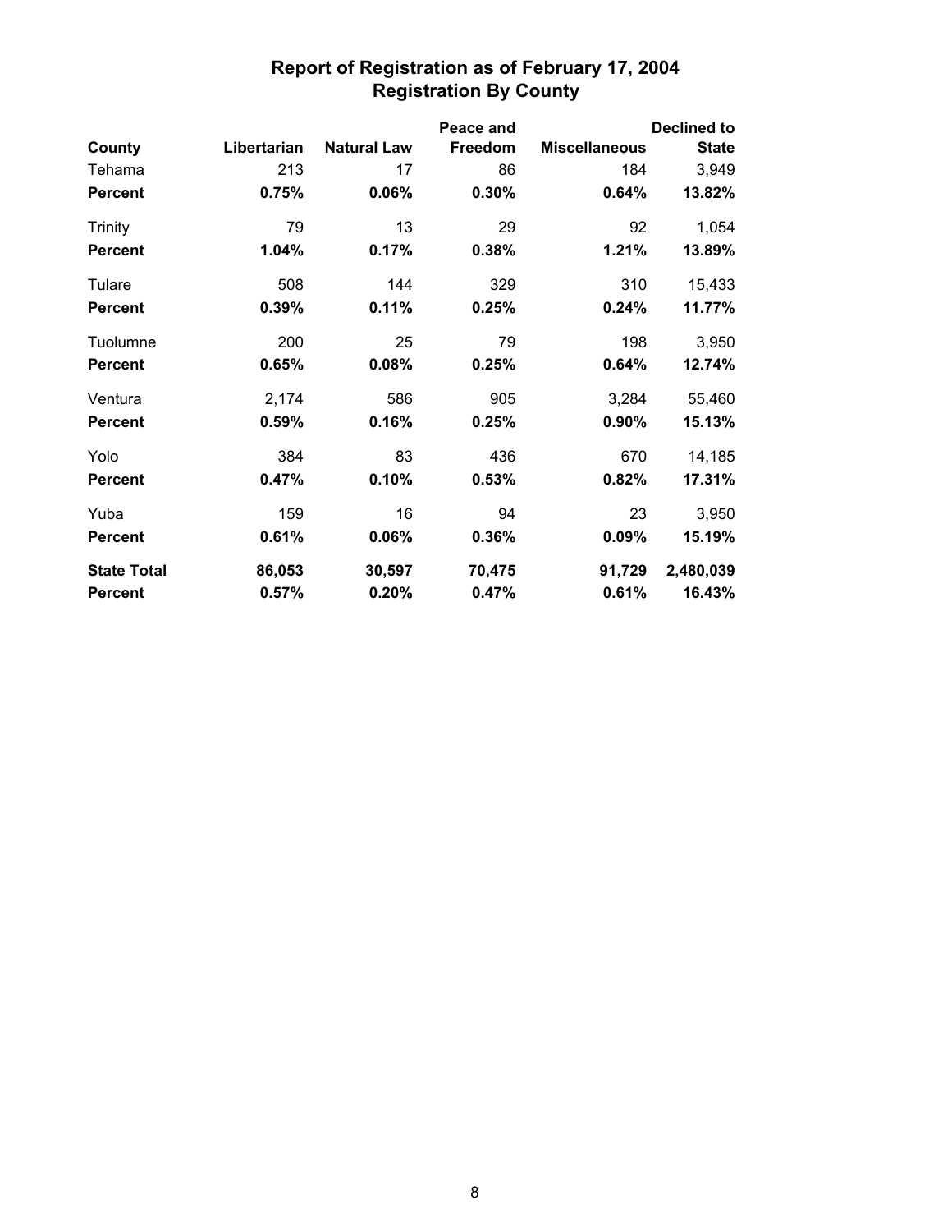# Report of Registration as of February 17, 2004
## Registration By County

| County | Libertarian | Natural Law | Peace and Freedom | Miscellaneous | Declined to State |
|---|---|---|---|---|---|
| Tehama | 213 | 17 | 86 | 184 | 3,949 |
| **Percent** | **0.75%** | **0.06%** | **0.30%** | **0.64%** | **13.82%** |
| Trinity | 79 | 13 | 29 | 92 | 1,054 |
| **Percent** | **1.04%** | **0.17%** | **0.38%** | **1.21%** | **13.89%** |
| Tulare | 508 | 144 | 329 | 310 | 15,433 |
| **Percent** | **0.39%** | **0.11%** | **0.25%** | **0.24%** | **11.77%** |
| Tuolumne | 200 | 25 | 79 | 198 | 3,950 |
| **Percent** | **0.65%** | **0.08%** | **0.25%** | **0.64%** | **12.74%** |
| Ventura | 2,174 | 586 | 905 | 3,284 | 55,460 |
| **Percent** | **0.59%** | **0.16%** | **0.25%** | **0.90%** | **15.13%** |
| Yolo | 384 | 83 | 436 | 670 | 14,185 |
| **Percent** | **0.47%** | **0.10%** | **0.53%** | **0.82%** | **17.31%** |
| Yuba | 159 | 16 | 94 | 23 | 3,950 |
| **Percent** | **0.61%** | **0.06%** | **0.36%** | **0.09%** | **15.19%** |
| **State Total** | **86,053** | **30,597** | **70,475** | **91,729** | **2,480,039** |
| **Percent** | **0.57%** | **0.20%** | **0.47%** | **0.61%** | **16.43%** |